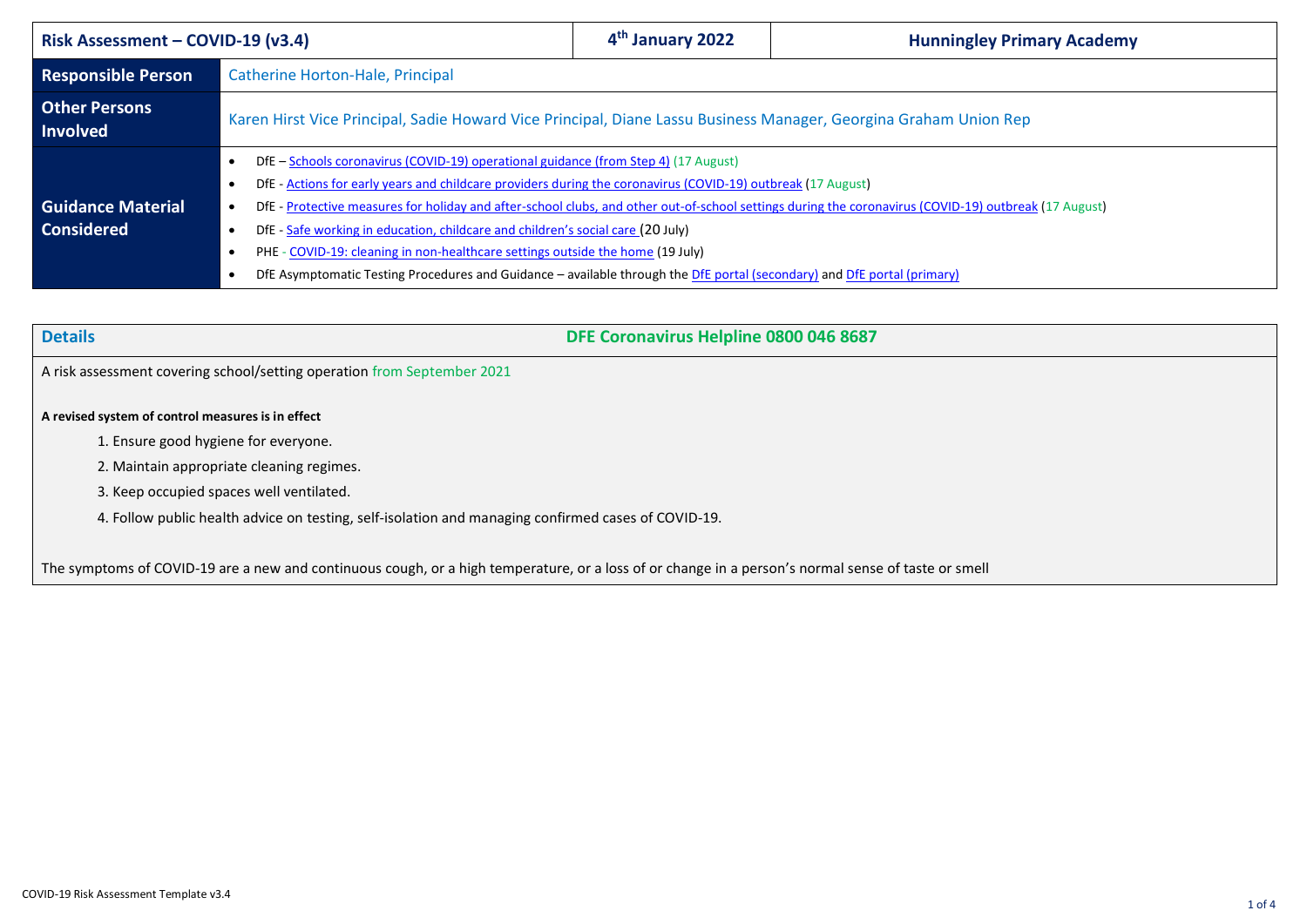| Risk Assessment – COVID-19 (v3.4) | 4th January 2022 | Hunningley Primary Academy |
|---|---|---|
| **Responsible Person** | Catherine Horton-Hale, Principal | |
| **Other Persons Involved** | Karen Hirst Vice Principal, Sadie Howard Vice Principal, Diane Lassu Business Manager, Georgina Graham Union Rep | |
| **Guidance Material Considered** | • DfE – Schools coronavirus (COVID-19) operational guidance (from Step 4) (17 August)<br>• DfE - Actions for early years and childcare providers during the coronavirus (COVID-19) outbreak (17 August)<br>• DfE - Protective measures for holiday and after-school clubs, and other out-of-school settings during the coronavirus (COVID-19) outbreak (17 August)<br>• DfE - Safe working in education, childcare and children's social care (20 July)<br>• PHE - COVID-19: cleaning in non-healthcare settings outside the home (19 July)<br>• DfE Asymptomatic Testing Procedures and Guidance – available through the DfE portal (secondary) and DfE portal (primary) | |

## Details

**DFE Coronavirus Helpline 0800 046 8687**

A risk assessment covering school/setting operation from September 2021

**A revised system of control measures is in effect**

1. Ensure good hygiene for everyone.
2. Maintain appropriate cleaning regimes.
3. Keep occupied spaces well ventilated.
4. Follow public health advice on testing, self-isolation and managing confirmed cases of COVID-19.

The symptoms of COVID-19 are a new and continuous cough, or a high temperature, or a loss of or change in a person's normal sense of taste or smell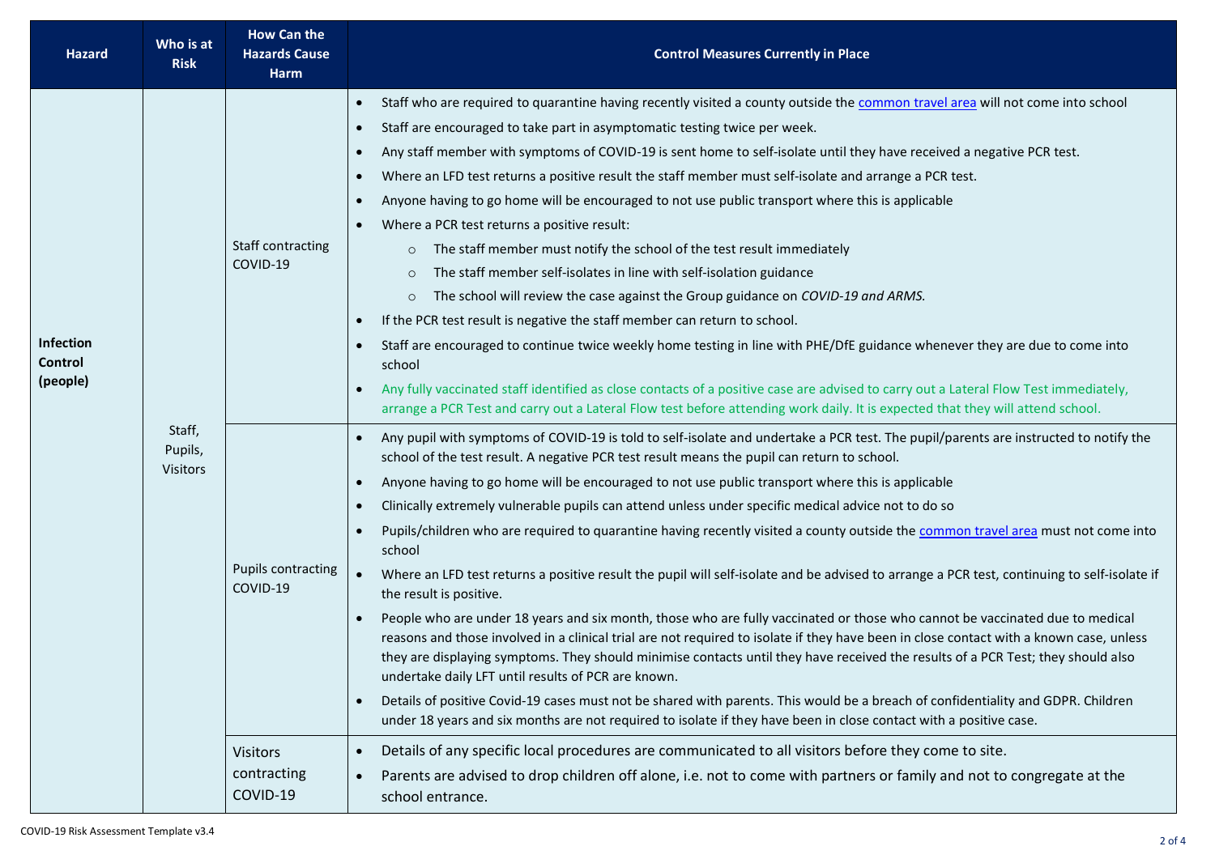| Hazard | Who is at Risk | How Can the Hazards Cause Harm | Control Measures Currently in Place |
|---|---|---|---|
| **Infection Control (people)** | Staff, Pupils, Visitors | Staff contracting COVID-19 | • Staff who are required to quarantine having recently visited a county outside the [common travel area](common travel area) will not come into school<br>• Staff are encouraged to take part in asymptomatic testing twice per week.<br>• Any staff member with symptoms of COVID-19 is sent home to self-isolate until they have received a negative PCR test.<br>• Where an LFD test returns a positive result the staff member must self-isolate and arrange a PCR test.<br>• Anyone having to go home will be encouraged to not use public transport where this is applicable<br>• Where a PCR test returns a positive result:<br>&nbsp;&nbsp;&nbsp;&nbsp;○ The staff member must notify the school of the test result immediately<br>&nbsp;&nbsp;&nbsp;&nbsp;○ The staff member self-isolates in line with self-isolation guidance<br>&nbsp;&nbsp;&nbsp;&nbsp;○ The school will review the case against the Group guidance on *COVID-19 and ARMS.*<br>• If the PCR test result is negative the staff member can return to school.<br>• Staff are encouraged to continue twice weekly home testing in line with PHE/DfE guidance whenever they are due to come into school<br>• Any fully vaccinated staff identified as close contacts of a positive case are advised to carry out a Lateral Flow Test immediately, arrange a PCR Test and carry out a Lateral Flow test before attending work daily. It is expected that they will attend school. |
| | | Pupils contracting COVID-19 | • Any pupil with symptoms of COVID-19 is told to self-isolate and undertake a PCR test. The pupil/parents are instructed to notify the school of the test result. A negative PCR test result means the pupil can return to school.<br>• Anyone having to go home will be encouraged to not use public transport where this is applicable<br>• Clinically extremely vulnerable pupils can attend unless under specific medical advice not to do so<br>• Pupils/children who are required to quarantine having recently visited a county outside the [common travel area](common travel area) must not come into school<br>• Where an LFD test returns a positive result the pupil will self-isolate and be advised to arrange a PCR test, continuing to self-isolate if the result is positive.<br>• People who are under 18 years and six month, those who are fully vaccinated or those who cannot be vaccinated due to medical reasons and those involved in a clinical trial are not required to isolate if they have been in close contact with a known case, unless they are displaying symptoms. They should minimise contacts until they have received the results of a PCR Test; they should also undertake daily LFT until results of PCR are known.<br>• Details of positive Covid-19 cases must not be shared with parents. This would be a breach of confidentiality and GDPR. Children under 18 years and six months are not required to isolate if they have been in close contact with a positive case. |
| | | Visitors contracting COVID-19 | • Details of any specific local procedures are communicated to all visitors before they come to site.<br>• Parents are advised to drop children off alone, i.e. not to come with partners or family and not to congregate at the school entrance. |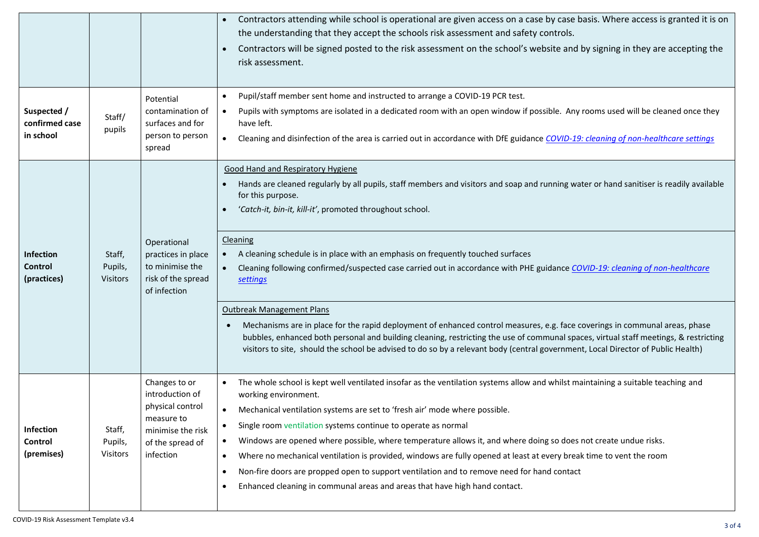| | | | |
|---|---|---|---|
| | | | • Contractors attending while school is operational are given access on a case by case basis. Where access is granted it is on the understanding that they accept the schools risk assessment and safety controls.<br>• Contractors will be signed posted to the risk assessment on the school's website and by signing in they are accepting the risk assessment. |
| **Suspected / confirmed case in school** | Staff/ pupils | Potential contamination of surfaces and for person to person spread | • Pupil/staff member sent home and instructed to arrange a COVID-19 PCR test.<br>• Pupils with symptoms are isolated in a dedicated room with an open window if possible. Any rooms used will be cleaned once they have left.<br>• Cleaning and disinfection of the area is carried out in accordance with DfE guidance *COVID-19: cleaning of non-healthcare settings* |
| **Infection Control (practices)** | Staff, Pupils, Visitors | Operational practices in place to minimise the risk of the spread of infection | Good Hand and Respiratory Hygiene<br>• Hands are cleaned regularly by all pupils, staff members and visitors and soap and running water or hand sanitiser is readily available for this purpose.<br>• '*Catch-it, bin-it, kill-it*', promoted throughout school. |
| | | | Cleaning<br>• A cleaning schedule is in place with an emphasis on frequently touched surfaces<br>• Cleaning following confirmed/suspected case carried out in accordance with PHE guidance *COVID-19: cleaning of non-healthcare settings* |
| | | | Outbreak Management Plans<br>• Mechanisms are in place for the rapid deployment of enhanced control measures, e.g. face coverings in communal areas, phase bubbles, enhanced both personal and building cleaning, restricting the use of communal spaces, virtual staff meetings, & restricting visitors to site, should the school be advised to do so by a relevant body (central government, Local Director of Public Health) |
| **Infection Control (premises)** | Staff, Pupils, Visitors | Changes to or introduction of physical control measure to minimise the risk of the spread of infection | • The whole school is kept well ventilated insofar as the ventilation systems allow and whilst maintaining a suitable teaching and working environment.<br>• Mechanical ventilation systems are set to 'fresh air' mode where possible.<br>• Single room ventilation systems continue to operate as normal<br>• Windows are opened where possible, where temperature allows it, and where doing so does not create undue risks.<br>• Where no mechanical ventilation is provided, windows are fully opened at least at every break time to vent the room<br>• Non-fire doors are propped open to support ventilation and to remove need for hand contact<br>• Enhanced cleaning in communal areas and areas that have high hand contact. |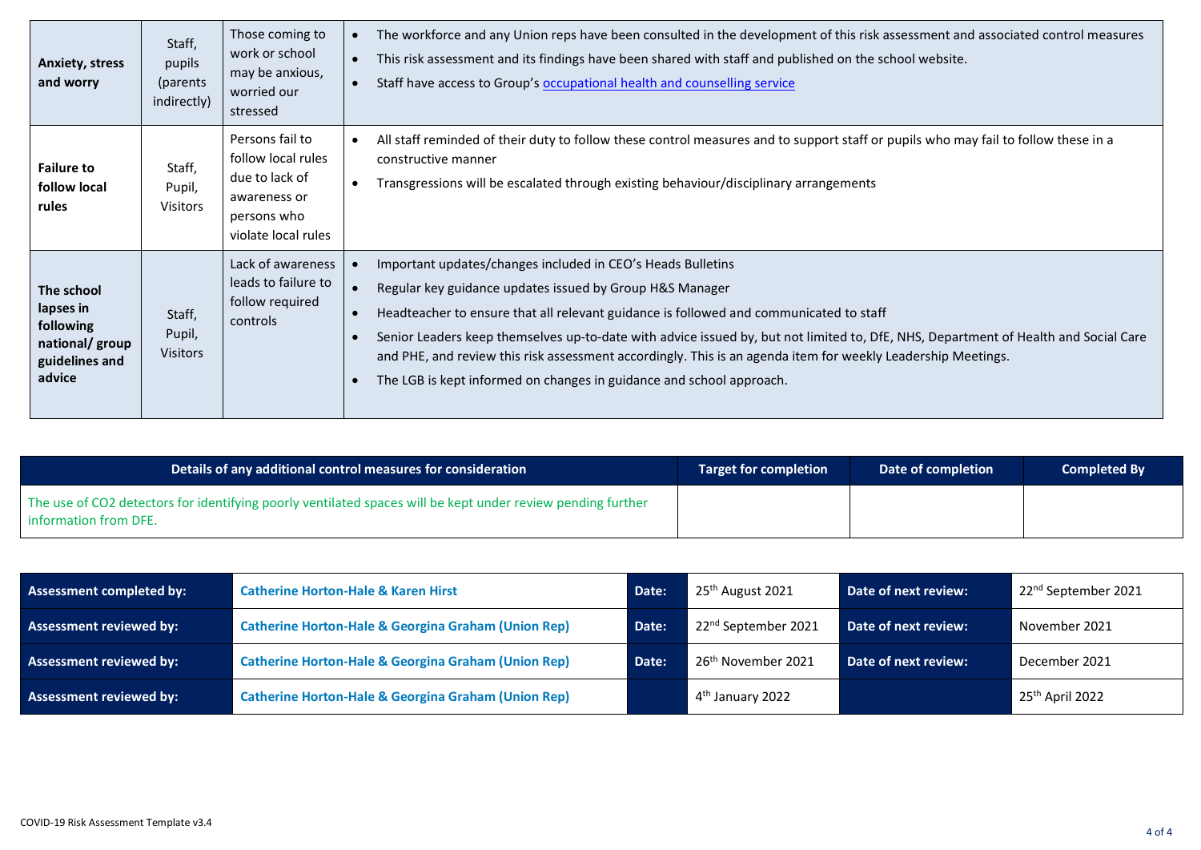| | | | |
|---|---|---|---|
| **Anxiety, stress and worry** | Staff, pupils (parents indirectly) | Those coming to work or school may be anxious, worried our stressed | • The workforce and any Union reps have been consulted in the development of this risk assessment and associated control measures<br>• This risk assessment and its findings have been shared with staff and published on the school website.<br>• Staff have access to Group's occupational health and counselling service |
| **Failure to follow local rules** | Staff, Pupil, Visitors | Persons fail to follow local rules due to lack of awareness or persons who violate local rules | • All staff reminded of their duty to follow these control measures and to support staff or pupils who may fail to follow these in a constructive manner<br>• Transgressions will be escalated through existing behaviour/disciplinary arrangements |
| **The school lapses in following national/ group guidelines and advice** | Staff, Pupil, Visitors | Lack of awareness leads to failure to follow required controls | • Important updates/changes included in CEO's Heads Bulletins<br>• Regular key guidance updates issued by Group H&S Manager<br>• Headteacher to ensure that all relevant guidance is followed and communicated to staff<br>• Senior Leaders keep themselves up-to-date with advice issued by, but not limited to, DfE, NHS, Department of Health and Social Care and PHE, and review this risk assessment accordingly. This is an agenda item for weekly Leadership Meetings.<br>• The LGB is kept informed on changes in guidance and school approach. |

| Details of any additional control measures for consideration | Target for completion | Date of completion | Completed By |
|---|---|---|---|
| The use of $CO_2$ detectors for identifying poorly ventilated spaces will be kept under review pending further information from DFE. | | | |

| | | | | | |
|---|---|---|---|---|---|
| **Assessment completed by:** | **Catherine Horton-Hale & Karen Hirst** | **Date:** | 25th August 2021 | **Date of next review:** | 22nd September 2021 |
| **Assessment reviewed by:** | **Catherine Horton-Hale & Georgina Graham (Union Rep)** | **Date:** | 22nd September 2021 | **Date of next review:** | November 2021 |
| **Assessment reviewed by:** | **Catherine Horton-Hale & Georgina Graham (Union Rep)** | **Date:** | 26th November 2021 | **Date of next review:** | December 2021 |
| **Assessment reviewed by:** | **Catherine Horton-Hale & Georgina Graham (Union Rep)** | | 4th January 2022 | | 25th April 2022 |

COVID-19 Risk Assessment Template v3.4